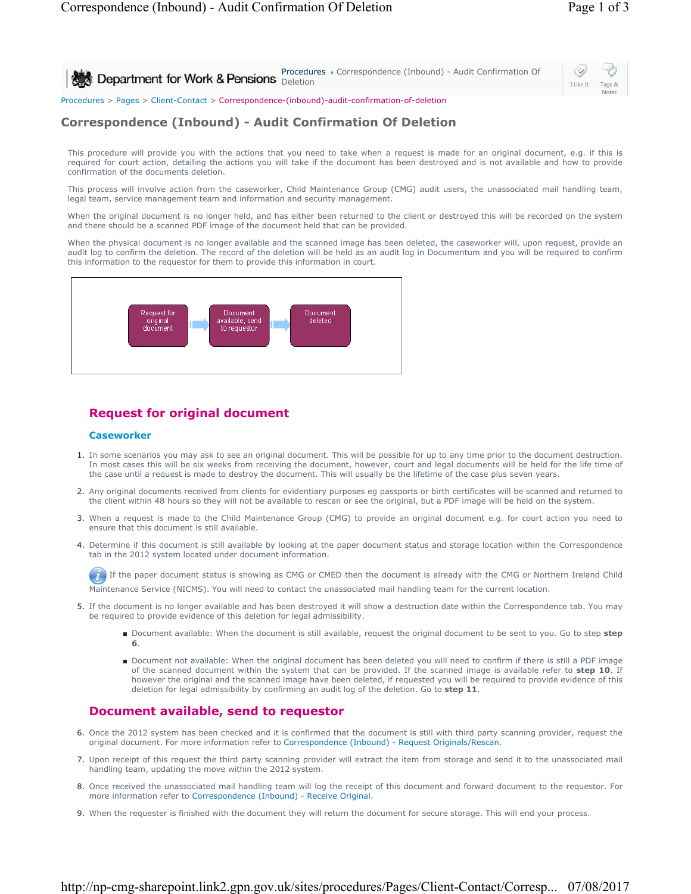Procedures > Pages > Client-Contact > Correspondence-(inbound)-audit-confirmation-of-deletion

# Correspondence (Inbound) - Audit Confirmation Of Deletion

This procedure will provide you with the actions that you need to take when a request is made for an original document, e.g. if this is required for court action, detailing the actions you will take if the document has been destroyed and is not available and how to provide confirmation of the documents deletion.

This process will involve action from the caseworker, Child Maintenance Group (CMG) audit users, the unassociated mail handling team, legal team, service management team and information and security management.

When the original document is no longer held, and has either been returned to the client or destroyed this will be recorded on the system and there should be a scanned PDF image of the document held that can be provided.

When the physical document is no longer available and the scanned image has been deleted, the caseworker will, upon request, provide an audit log to confirm the deletion. The record of the deletion will be held as an audit log in Documentum and you will be required to confirm this information to the requestor for them to provide this information in court.

Request for original document → Document available, send to requestor → Document deleted

## Request for original document

### Caseworker

1. In some scenarios you may ask to see an original document. This will be possible for up to any time prior to the document destruction. In most cases this will be six weeks from receiving the document, however, court and legal documents will be held for the life time of the case until a request is made to destroy the document. This will usually be the lifetime of the case plus seven years.
2. Any original documents received from clients for evidentiary purposes eg passports or birth certificates will be scanned and returned to the client within 48 hours so they will not be available to rescan or see the original, but a PDF image will be held on the system.
3. When a request is made to the Child Maintenance Group (CMG) to provide an original document e.g. for court action you need to ensure that this document is still available.
4. Determine if this document is still available by looking at the paper document status and storage location within the Correspondence tab in the 2012 system located under document information.

   If the paper document status is showing as CMG or CMED then the document is already with the CMG or Northern Ireland Child Maintenance Service (NICMS). You will need to contact the unassociated mail handling team for the current location.
5. If the document is no longer available and has been destroyed it will show a destruction date within the Correspondence tab. You may be required to provide evidence of this deletion for legal admissibility.
   - Document available: When the document is still available, request the original document to be sent to you. Go to step **step 6**.
   - Document not available: When the original document has been deleted you will need to confirm if there is still a PDF image of the scanned document within the system that can be provided. If the scanned image is available refer to **step 10**. If however the original and the scanned image have been deleted, if requested you will be required to provide evidence of this deletion for legal admissibility by confirming an audit log of the deletion. Go to **step 11**.

## Document available, send to requestor

6. Once the 2012 system has been checked and it is confirmed that the document is still with third party scanning provider, request the original document. For more information refer to Correspondence (Inbound) - Request Originals/Rescan.
7. Upon receipt of this request the third party scanning provider will extract the item from storage and send it to the unassociated mail handling team, updating the move within the 2012 system.
8. Once received the unassociated mail handling team will log the receipt of this document and forward document to the requestor. For more information refer to Correspondence (Inbound) - Receive Original.
9. When the requester is finished with the document they will return the document for secure storage. This will end your process.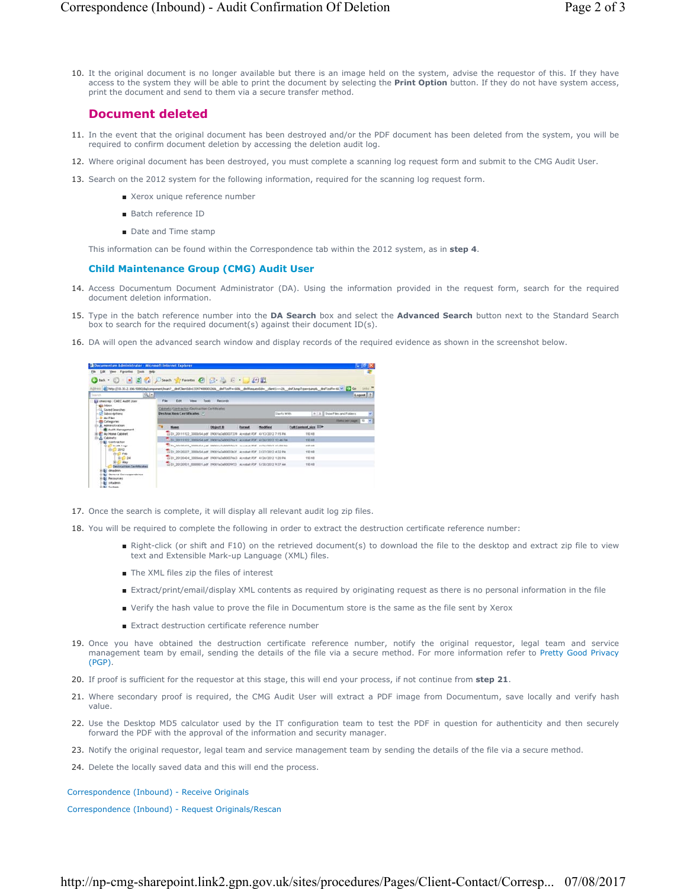10. If the original document is no longer available but there is an image held on the system, advise the requestor of this. If they have access to the system they will be able to print the document by selecting the **Print Option** button. If they do not have system access, print the document and send to them via a secure transfer method.

## Document deleted

11. In the event that the original document has been destroyed and/or the PDF document has been deleted from the system, you will be required to confirm document deletion by accessing the deletion audit log.
12. Where original document has been destroyed, you must complete a scanning log request form and submit to the CMG Audit User.
13. Search on the 2012 system for the following information, required for the scanning log request form.
    - Xerox unique reference number
    - Batch reference ID
    - Date and Time stamp

    This information can be found within the Correspondence tab within the 2012 system, as in **step 4**.

### Child Maintenance Group (CMG) Audit User

14. Access Documentum Document Administrator (DA). Using the information provided in the request form, search for the required document deletion information.
15. Type in the batch reference number into the **DA Search** box and select the **Advanced Search** button next to the Standard Search box to search for the required document(s) against their document ID(s).
16. DA will open the advanced search window and display records of the required evidence as shown in the screenshot below.
17. Once the search is complete, it will display all relevant audit log zip files.
18. You will be required to complete the following in order to extract the destruction certificate reference number:
    - Right-click (or shift and F10) on the retrieved document(s) to download the file to the desktop and extract zip file to view text and Extensible Mark-up Language (XML) files.
    - The XML files zip the files of interest
    - Extract/print/email/display XML contents as required by originating request as there is no personal information in the file
    - Verify the hash value to prove the file in Documentum store is the same as the file sent by Xerox
    - Extract destruction certificate reference number
19. Once you have obtained the destruction certificate reference number, notify the original requestor, legal team and service management team by email, sending the details of the file via a secure method. For more information refer to Pretty Good Privacy (PGP).
20. If proof is sufficient for the requestor at this stage, this will end your process, if not continue from **step 21**.
21. Where secondary proof is required, the CMG Audit User will extract a PDF image from Documentum, save locally and verify hash value.
22. Use the Desktop MD5 calculator used by the IT configuration team to test the PDF in question for authenticity and then securely forward the PDF with the approval of the information and security manager.
23. Notify the original requestor, legal team and service management team by sending the details of the file via a secure method.
24. Delete the locally saved data and this will end the process.

Correspondence (Inbound) - Receive Originals

Correspondence (Inbound) - Request Originals/Rescan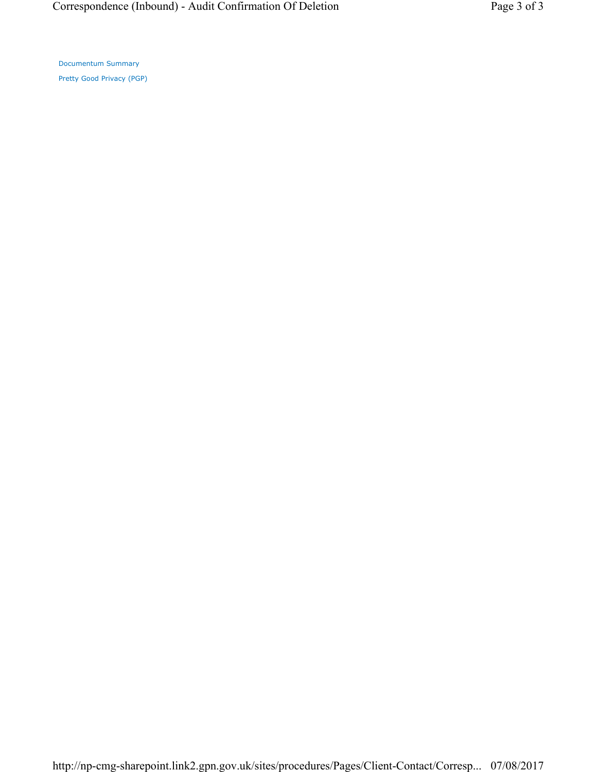Documentum Summary

Pretty Good Privacy (PGP)